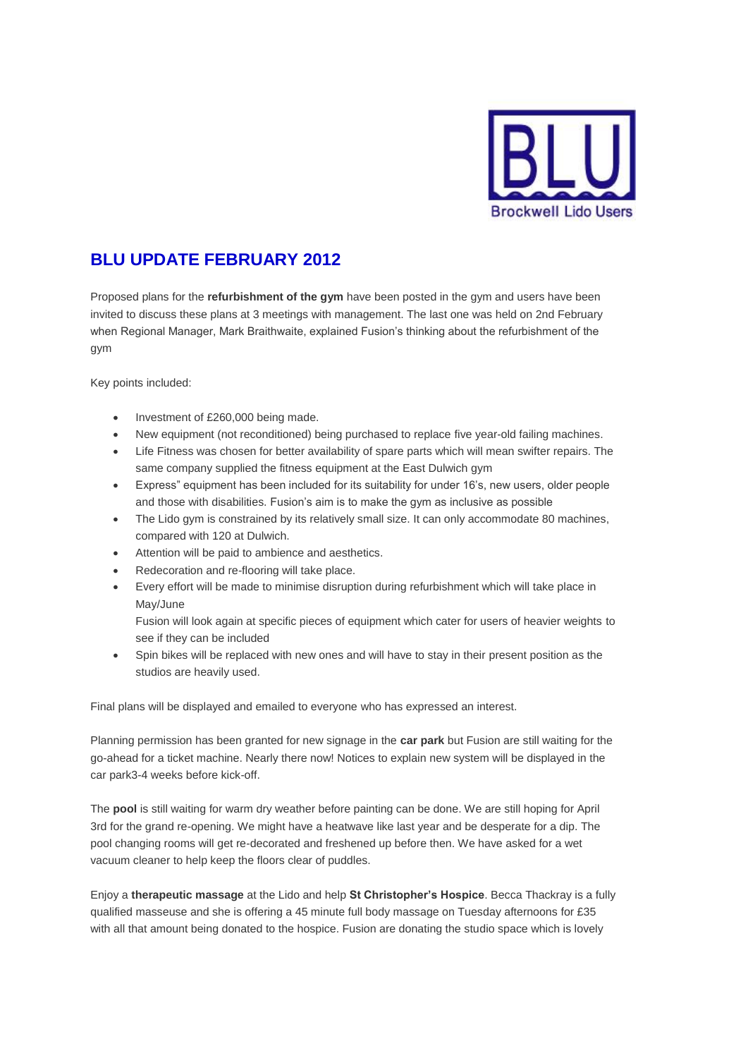BLU

Brockwell Lido Users

## BLU UPDATE FEBRUARY 2012

Proposed plans for the **refurbishment of the gym** have been posted in the gym and users have been invited to discuss these plans at 3 meetings with management. The last one was held on 2nd February when Regional Manager, Mark Braithwaite, explained Fusion's thinking about the refurbishment of the gym

Key points included:

- Investment of £260,000 being made.
- New equipment (not reconditioned) being purchased to replace five year-old failing machines.
- Life Fitness was chosen for better availability of spare parts which will mean swifter repairs. The same company supplied the fitness equipment at the East Dulwich gym
- Express" equipment has been included for its suitability for under 16's, new users, older people and those with disabilities. Fusion's aim is to make the gym as inclusive as possible
- The Lido gym is constrained by its relatively small size. It can only accommodate 80 machines, compared with 120 at Dulwich.
- Attention will be paid to ambience and aesthetics.
- Redecoration and re-flooring will take place.
- Every effort will be made to minimise disruption during refurbishment which will take place in May/June
  Fusion will look again at specific pieces of equipment which cater for users of heavier weights to see if they can be included
- Spin bikes will be replaced with new ones and will have to stay in their present position as the studios are heavily used.

Final plans will be displayed and emailed to everyone who has expressed an interest.

Planning permission has been granted for new signage in the **car park** but Fusion are still waiting for the go-ahead for a ticket machine. Nearly there now! Notices to explain new system will be displayed in the car park3-4 weeks before kick-off.

The **pool** is still waiting for warm dry weather before painting can be done. We are still hoping for April 3rd for the grand re-opening. We might have a heatwave like last year and be desperate for a dip. The pool changing rooms will get re-decorated and freshened up before then. We have asked for a wet vacuum cleaner to help keep the floors clear of puddles.

Enjoy a **therapeutic massage** at the Lido and help **St Christopher's Hospice**. Becca Thackray is a fully qualified masseuse and she is offering a 45 minute full body massage on Tuesday afternoons for £35 with all that amount being donated to the hospice. Fusion are donating the studio space which is lovely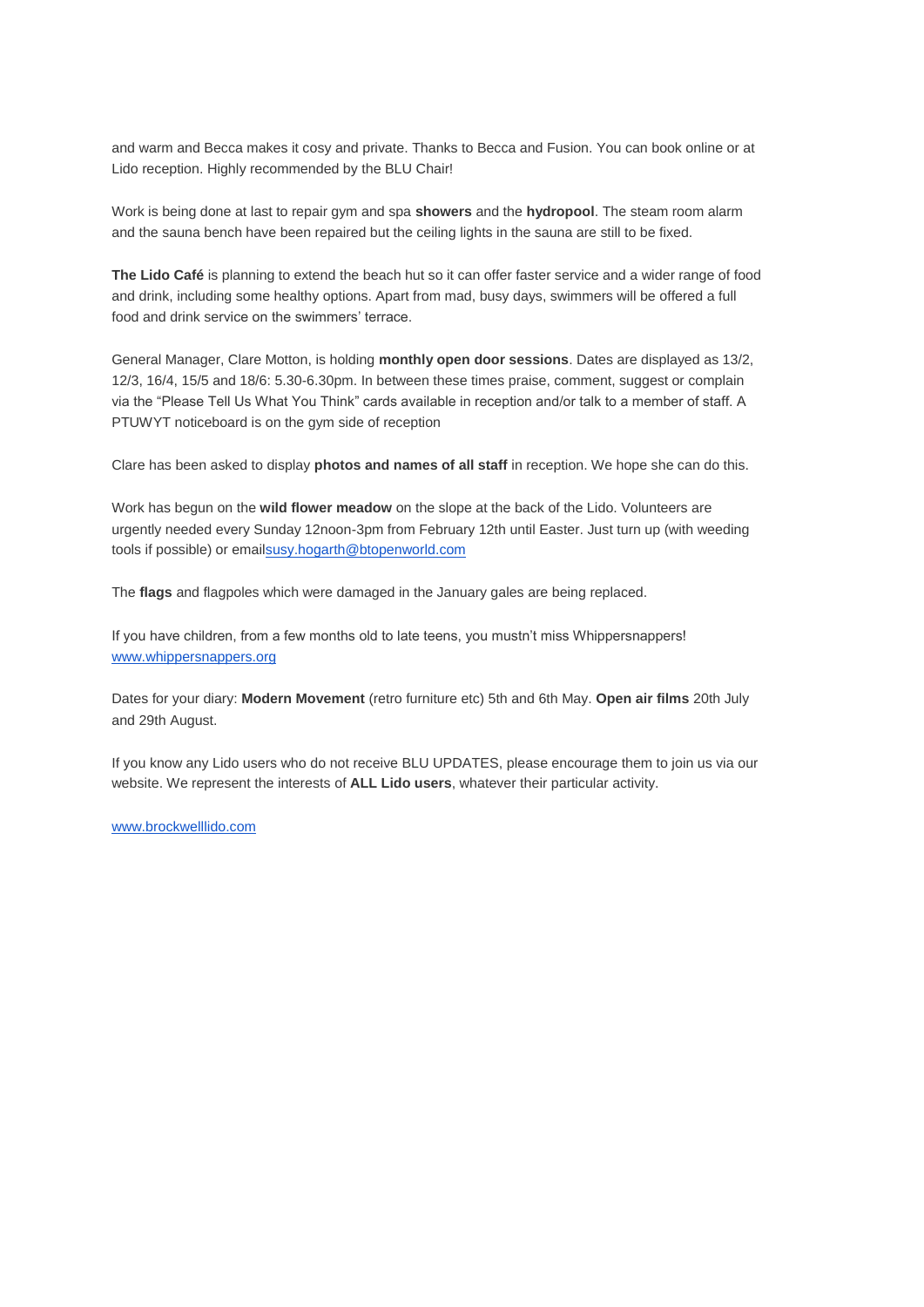and warm and Becca makes it cosy and private. Thanks to Becca and Fusion. You can book online or at Lido reception. Highly recommended by the BLU Chair!

Work is being done at last to repair gym and spa **showers** and the **hydropool**. The steam room alarm and the sauna bench have been repaired but the ceiling lights in the sauna are still to be fixed.

**The Lido Café** is planning to extend the beach hut so it can offer faster service and a wider range of food and drink, including some healthy options. Apart from mad, busy days, swimmers will be offered a full food and drink service on the swimmers' terrace.

General Manager, Clare Motton, is holding **monthly open door sessions**. Dates are displayed as 13/2, 12/3, 16/4, 15/5 and 18/6: 5.30-6.30pm. In between these times praise, comment, suggest or complain via the "Please Tell Us What You Think" cards available in reception and/or talk to a member of staff. A PTUWYT noticeboard is on the gym side of reception

Clare has been asked to display **photos and names of all staff** in reception. We hope she can do this.

Work has begun on the **wild flower meadow** on the slope at the back of the Lido. Volunteers are urgently needed every Sunday 12noon-3pm from February 12th until Easter. Just turn up (with weeding tools if possible) or emailsusy.hogarth@btopenworld.com

The **flags** and flagpoles which were damaged in the January gales are being replaced.

If you have children, from a few months old to late teens, you mustn't miss Whippersnappers! www.whippersnappers.org

Dates for your diary: **Modern Movement** (retro furniture etc) 5th and 6th May. **Open air films** 20th July and 29th August.

If you know any Lido users who do not receive BLU UPDATES, please encourage them to join us via our website. We represent the interests of **ALL Lido users**, whatever their particular activity.

www.brockwelllido.com